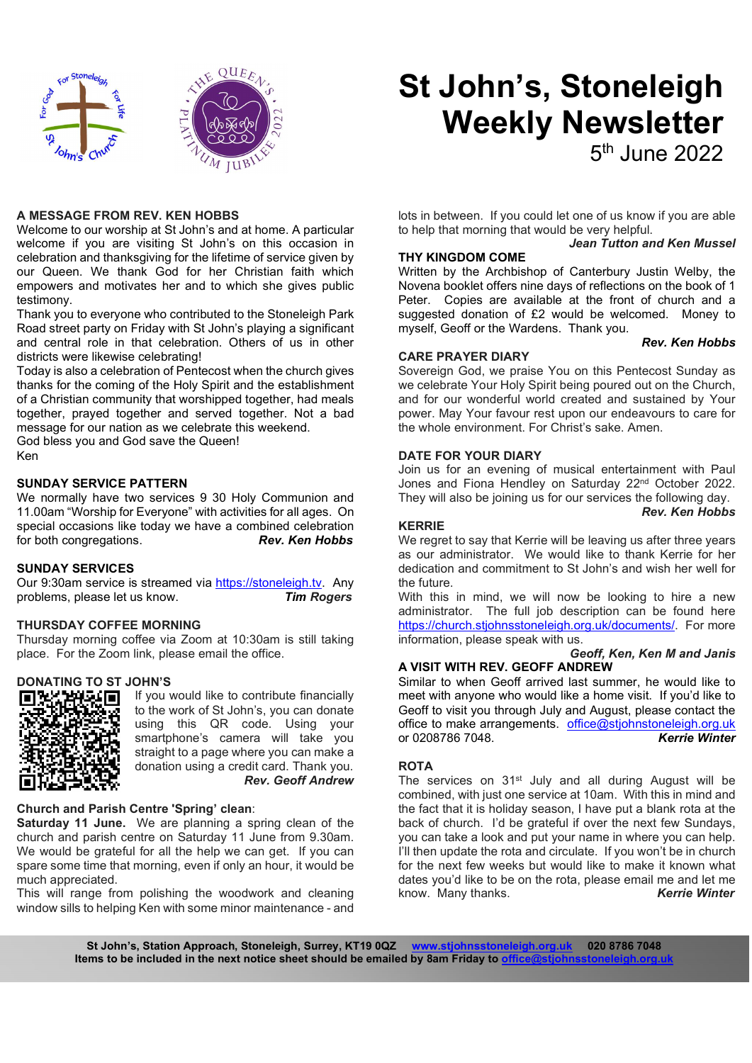# St John's, Stoneleigh Weekly Newsletter

5th June 2022

## A MESSAGE FROM REV. KEN HOBBS

Welcome to our worship at St John's and at home. A particular welcome if you are visiting St John's on this occasion in celebration and thanksgiving for the lifetime of service given by our Queen. We thank God for her Christian faith which empowers and motivates her and to which she gives public testimony.

Thank you to everyone who contributed to the Stoneleigh Park Road street party on Friday with St John's playing a significant and central role in that celebration. Others of us in other districts were likewise celebrating!

Today is also a celebration of Pentecost when the church gives thanks for the coming of the Holy Spirit and the establishment of a Christian community that worshipped together, had meals together, prayed together and served together. Not a bad message for our nation as we celebrate this weekend.

God bless you and God save the Queen!

Ken

## SUNDAY SERVICE PATTERN

We normally have two services 9 30 Holy Communion and 11.00am "Worship for Everyone" with activities for all ages. On special occasions like today we have a combined celebration for both congregations. ***Rev. Ken Hobbs***

## SUNDAY SERVICES

Our 9:30am service is streamed via https://stoneleigh.tv. Any problems, please let us know. ***Tim Rogers***

## THURSDAY COFFEE MORNING

Thursday morning coffee via Zoom at 10:30am is still taking place. For the Zoom link, please email the office.

## DONATING TO ST JOHN'S

If you would like to contribute financially to the work of St John's, you can donate using this QR code. Using your smartphone's camera will take you straight to a page where you can make a donation using a credit card. Thank you. ***Rev. Geoff Andrew***

## Church and Parish Centre 'Spring' clean:

**Saturday 11 June.** We are planning a spring clean of the church and parish centre on Saturday 11 June from 9.30am. We would be grateful for all the help we can get. If you can spare some time that morning, even if only an hour, it would be much appreciated.

This will range from polishing the woodwork and cleaning window sills to helping Ken with some minor maintenance - and lots in between. If you could let one of us know if you are able to help that morning that would be very helpful.

***Jean Tutton and Ken Mussel***

## THY KINGDOM COME

Written by the Archbishop of Canterbury Justin Welby, the Novena booklet offers nine days of reflections on the book of 1 Peter. Copies are available at the front of church and a suggested donation of £2 would be welcomed. Money to myself, Geoff or the Wardens. Thank you.

***Rev. Ken Hobbs***

## CARE PRAYER DIARY

Sovereign God, we praise You on this Pentecost Sunday as we celebrate Your Holy Spirit being poured out on the Church, and for our wonderful world created and sustained by Your power. May Your favour rest upon our endeavours to care for the whole environment. For Christ's sake. Amen.

## DATE FOR YOUR DIARY

Join us for an evening of musical entertainment with Paul Jones and Fiona Hendley on Saturday 22nd October 2022. They will also be joining us for our services the following day.

***Rev. Ken Hobbs***

## KERRIE

We regret to say that Kerrie will be leaving us after three years as our administrator. We would like to thank Kerrie for her dedication and commitment to St John's and wish her well for the future.

With this in mind, we will now be looking to hire a new administrator. The full job description can be found here https://church.stjohnsstoneleigh.org.uk/documents/. For more information, please speak with us.

***Geoff, Ken, Ken M and Janis***

## A VISIT WITH REV. GEOFF ANDREW

Similar to when Geoff arrived last summer, he would like to meet with anyone who would like a home visit. If you'd like to Geoff to visit you through July and August, please contact the office to make arrangements. office@stjohnsstoneleigh.org.uk or 0208786 7048. ***Kerrie Winter***

## ROTA

The services on 31st July and all during August will be combined, with just one service at 10am. With this in mind and the fact that it is holiday season, I have put a blank rota at the back of church. I'd be grateful if over the next few Sundays, you can take a look and put your name in where you can help. I'll then update the rota and circulate. If you won't be in church for the next few weeks but would like to make it known what dates you'd like to be on the rota, please email me and let me know. Many thanks. ***Kerrie Winter***

**St John's, Station Approach, Stoneleigh, Surrey, KT19 0QZ www.stjohnsstoneleigh.org.uk 020 8786 7048**
**Items to be included in the next notice sheet should be emailed by 8am Friday to office@stjohnsstoneleigh.org.uk**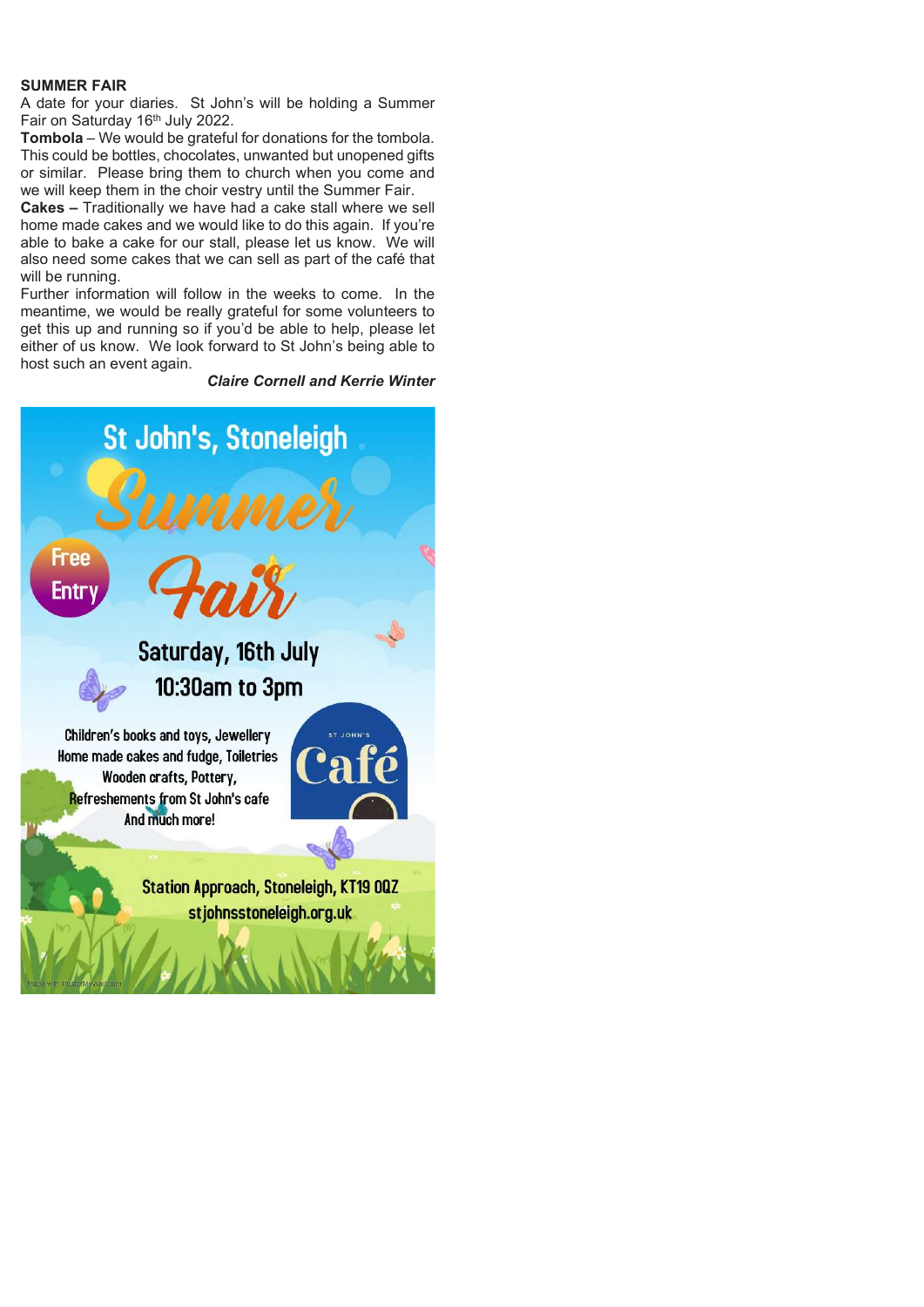**SUMMER FAIR**

A date for your diaries. St John's will be holding a Summer Fair on Saturday 16th July 2022.

**Tombola** – We would be grateful for donations for the tombola. This could be bottles, chocolates, unwanted but unopened gifts or similar. Please bring them to church when you come and we will keep them in the choir vestry until the Summer Fair.

**Cakes –** Traditionally we have had a cake stall where we sell home made cakes and we would like to do this again. If you're able to bake a cake for our stall, please let us know. We will also need some cakes that we can sell as part of the café that will be running.

Further information will follow in the weeks to come. In the meantime, we would be really grateful for some volunteers to get this up and running so if you'd be able to help, please let either of us know. We look forward to St John's being able to host such an event again.

***Claire Cornell and Kerrie Winter***

St John's, Stoneleigh

Summer Fair

Free Entry

Saturday, 16th July

10:30am to 3pm

Children's books and toys, Jewellery
Home made cakes and fudge, Toiletries
Wooden crafts, Pottery,
Refreshments from St John's cafe
And much more!

ST JOHN'S Café

Station Approach, Stoneleigh, KT19 0QZ

stjohnsstoneleigh.org.uk

Made with PosterMyWall.com